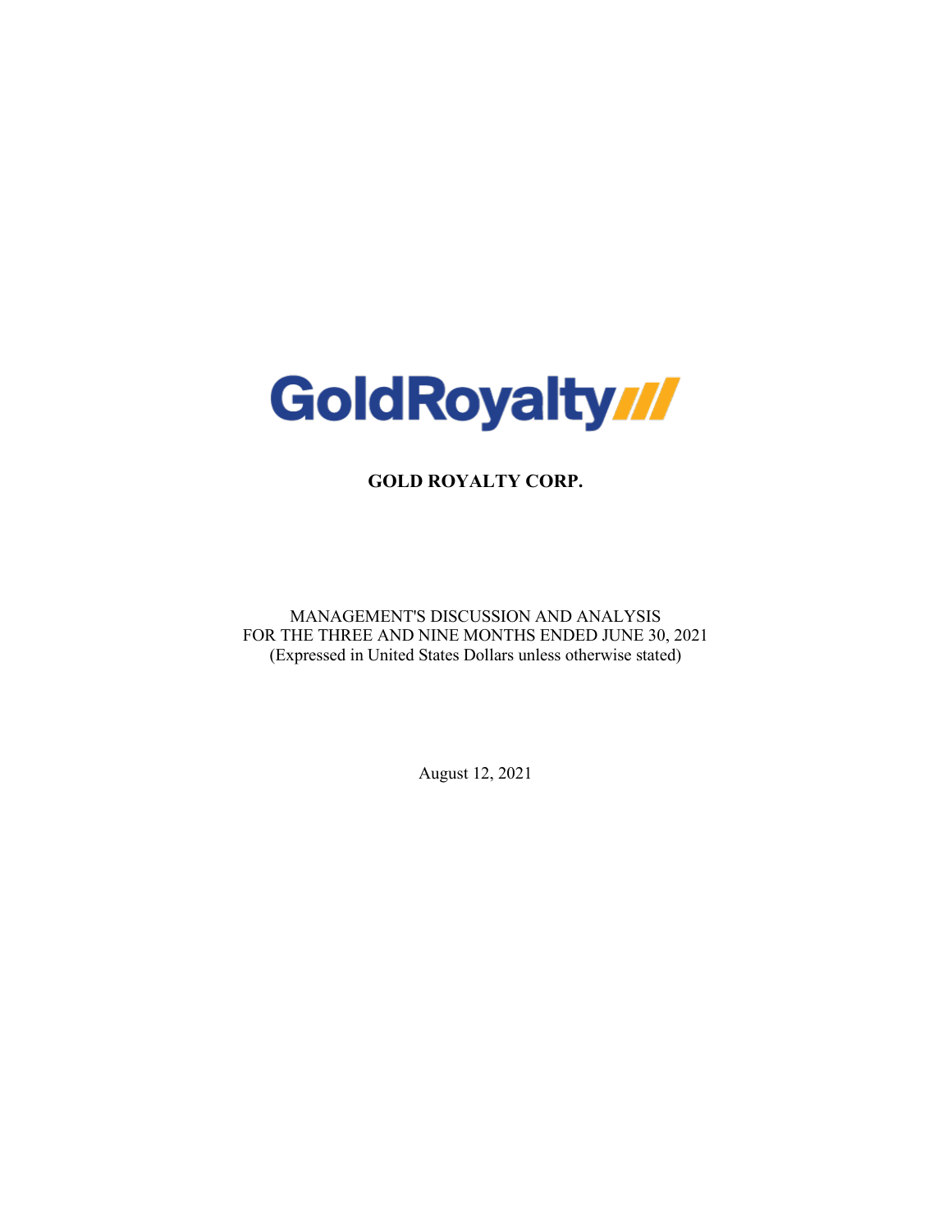GoldRoyalty

# GOLD ROYALTY CORP.

MANAGEMENT'S DISCUSSION AND ANALYSIS
FOR THE THREE AND NINE MONTHS ENDED JUNE 30, 2021
(Expressed in United States Dollars unless otherwise stated)

August 12, 2021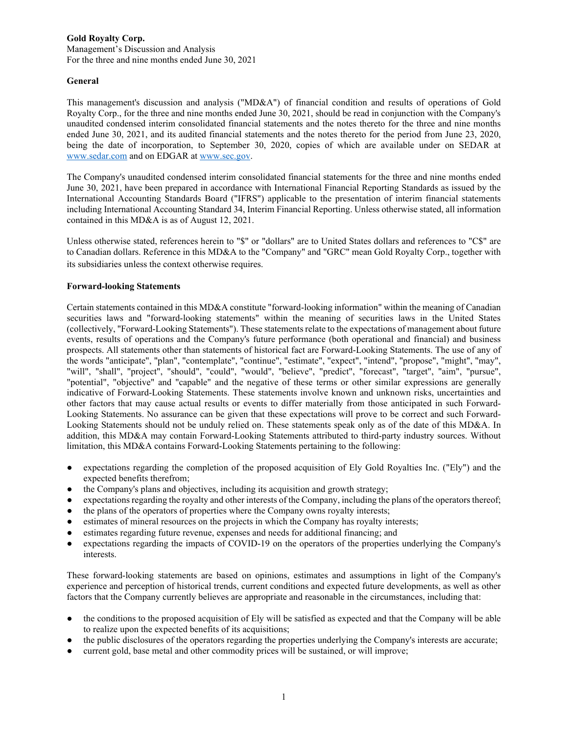**Gold Royalty Corp.**
Management's Discussion and Analysis
For the three and nine months ended June 30, 2021

**General**

This management's discussion and analysis ("MD&A") of financial condition and results of operations of Gold Royalty Corp., for the three and nine months ended June 30, 2021, should be read in conjunction with the Company's unaudited condensed interim consolidated financial statements and the notes thereto for the three and nine months ended June 30, 2021, and its audited financial statements and the notes thereto for the period from June 23, 2020, being the date of incorporation, to September 30, 2020, copies of which are available under on SEDAR at www.sedar.com and on EDGAR at www.sec.gov.

The Company's unaudited condensed interim consolidated financial statements for the three and nine months ended June 30, 2021, have been prepared in accordance with International Financial Reporting Standards as issued by the International Accounting Standards Board ("IFRS") applicable to the presentation of interim financial statements including International Accounting Standard 34, Interim Financial Reporting. Unless otherwise stated, all information contained in this MD&A is as of August 12, 2021.

Unless otherwise stated, references herein to "$" or "dollars" are to United States dollars and references to "C$" are to Canadian dollars. Reference in this MD&A to the "Company" and "GRC" mean Gold Royalty Corp., together with its subsidiaries unless the context otherwise requires.

**Forward-looking Statements**

Certain statements contained in this MD&A constitute "forward-looking information" within the meaning of Canadian securities laws and "forward-looking statements" within the meaning of securities laws in the United States (collectively, "Forward-Looking Statements"). These statements relate to the expectations of management about future events, results of operations and the Company's future performance (both operational and financial) and business prospects. All statements other than statements of historical fact are Forward-Looking Statements. The use of any of the words "anticipate", "plan", "contemplate", "continue", "estimate", "expect", "intend", "propose", "might", "may", "will", "shall", "project", "should", "could", "would", "believe", "predict", "forecast", "target", "aim", "pursue", "potential", "objective" and "capable" and the negative of these terms or other similar expressions are generally indicative of Forward-Looking Statements. These statements involve known and unknown risks, uncertainties and other factors that may cause actual results or events to differ materially from those anticipated in such Forward-Looking Statements. No assurance can be given that these expectations will prove to be correct and such Forward-Looking Statements should not be unduly relied on. These statements speak only as of the date of this MD&A. In addition, this MD&A may contain Forward-Looking Statements attributed to third-party industry sources. Without limitation, this MD&A contains Forward-Looking Statements pertaining to the following:

- expectations regarding the completion of the proposed acquisition of Ely Gold Royalties Inc. ("Ely") and the expected benefits therefrom;
- the Company's plans and objectives, including its acquisition and growth strategy;
- expectations regarding the royalty and other interests of the Company, including the plans of the operators thereof;
- the plans of the operators of properties where the Company owns royalty interests;
- estimates of mineral resources on the projects in which the Company has royalty interests;
- estimates regarding future revenue, expenses and needs for additional financing; and
- expectations regarding the impacts of COVID-19 on the operators of the properties underlying the Company's interests.

These forward-looking statements are based on opinions, estimates and assumptions in light of the Company's experience and perception of historical trends, current conditions and expected future developments, as well as other factors that the Company currently believes are appropriate and reasonable in the circumstances, including that:

- the conditions to the proposed acquisition of Ely will be satisfied as expected and that the Company will be able to realize upon the expected benefits of its acquisitions;
- the public disclosures of the operators regarding the properties underlying the Company's interests are accurate;
- current gold, base metal and other commodity prices will be sustained, or will improve;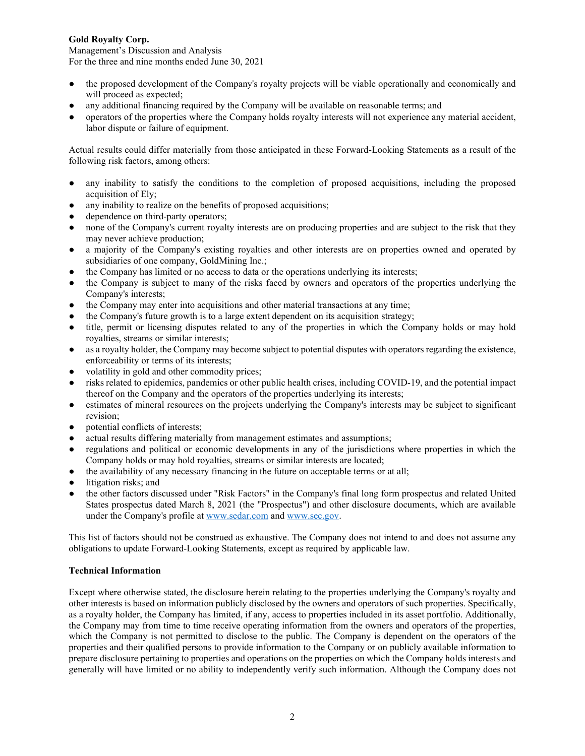- the proposed development of the Company's royalty projects will be viable operationally and economically and will proceed as expected;
- any additional financing required by the Company will be available on reasonable terms; and
- operators of the properties where the Company holds royalty interests will not experience any material accident, labor dispute or failure of equipment.

Actual results could differ materially from those anticipated in these Forward-Looking Statements as a result of the following risk factors, among others:

- any inability to satisfy the conditions to the completion of proposed acquisitions, including the proposed acquisition of Ely;
- any inability to realize on the benefits of proposed acquisitions;
- dependence on third-party operators;
- none of the Company's current royalty interests are on producing properties and are subject to the risk that they may never achieve production;
- a majority of the Company's existing royalties and other interests are on properties owned and operated by subsidiaries of one company, GoldMining Inc.;
- the Company has limited or no access to data or the operations underlying its interests;
- the Company is subject to many of the risks faced by owners and operators of the properties underlying the Company's interests;
- the Company may enter into acquisitions and other material transactions at any time;
- the Company's future growth is to a large extent dependent on its acquisition strategy;
- title, permit or licensing disputes related to any of the properties in which the Company holds or may hold royalties, streams or similar interests;
- as a royalty holder, the Company may become subject to potential disputes with operators regarding the existence, enforceability or terms of its interests;
- volatility in gold and other commodity prices;
- risks related to epidemics, pandemics or other public health crises, including COVID-19, and the potential impact thereof on the Company and the operators of the properties underlying its interests;
- estimates of mineral resources on the projects underlying the Company's interests may be subject to significant revision;
- potential conflicts of interests;
- actual results differing materially from management estimates and assumptions;
- regulations and political or economic developments in any of the jurisdictions where properties in which the Company holds or may hold royalties, streams or similar interests are located;
- the availability of any necessary financing in the future on acceptable terms or at all;
- litigation risks; and
- the other factors discussed under "Risk Factors" in the Company's final long form prospectus and related United States prospectus dated March 8, 2021 (the "Prospectus") and other disclosure documents, which are available under the Company's profile at www.sedar.com and www.sec.gov.

This list of factors should not be construed as exhaustive. The Company does not intend to and does not assume any obligations to update Forward-Looking Statements, except as required by applicable law.

**Technical Information**

Except where otherwise stated, the disclosure herein relating to the properties underlying the Company's royalty and other interests is based on information publicly disclosed by the owners and operators of such properties. Specifically, as a royalty holder, the Company has limited, if any, access to properties included in its asset portfolio. Additionally, the Company may from time to time receive operating information from the owners and operators of the properties, which the Company is not permitted to disclose to the public. The Company is dependent on the operators of the properties and their qualified persons to provide information to the Company or on publicly available information to prepare disclosure pertaining to properties and operations on the properties on which the Company holds interests and generally will have limited or no ability to independently verify such information. Although the Company does not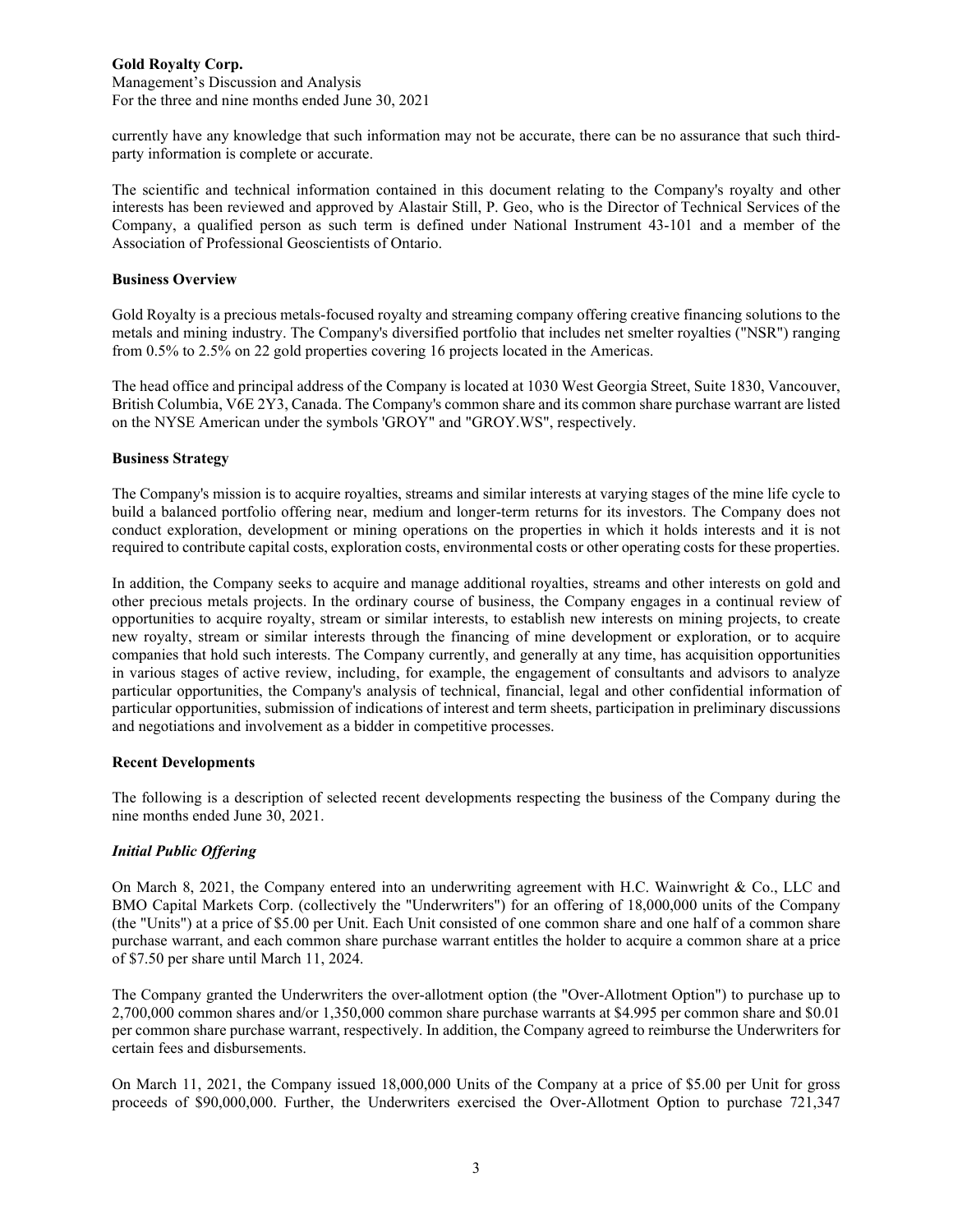currently have any knowledge that such information may not be accurate, there can be no assurance that such third-party information is complete or accurate.

The scientific and technical information contained in this document relating to the Company's royalty and other interests has been reviewed and approved by Alastair Still, P. Geo, who is the Director of Technical Services of the Company, a qualified person as such term is defined under National Instrument 43-101 and a member of the Association of Professional Geoscientists of Ontario.

**Business Overview**

Gold Royalty is a precious metals-focused royalty and streaming company offering creative financing solutions to the metals and mining industry. The Company's diversified portfolio that includes net smelter royalties ("NSR") ranging from 0.5% to 2.5% on 22 gold properties covering 16 projects located in the Americas.

The head office and principal address of the Company is located at 1030 West Georgia Street, Suite 1830, Vancouver, British Columbia, V6E 2Y3, Canada. The Company's common share and its common share purchase warrant are listed on the NYSE American under the symbols 'GROY" and "GROY.WS", respectively.

**Business Strategy**

The Company's mission is to acquire royalties, streams and similar interests at varying stages of the mine life cycle to build a balanced portfolio offering near, medium and longer-term returns for its investors. The Company does not conduct exploration, development or mining operations on the properties in which it holds interests and it is not required to contribute capital costs, exploration costs, environmental costs or other operating costs for these properties.

In addition, the Company seeks to acquire and manage additional royalties, streams and other interests on gold and other precious metals projects. In the ordinary course of business, the Company engages in a continual review of opportunities to acquire royalty, stream or similar interests, to establish new interests on mining projects, to create new royalty, stream or similar interests through the financing of mine development or exploration, or to acquire companies that hold such interests. The Company currently, and generally at any time, has acquisition opportunities in various stages of active review, including, for example, the engagement of consultants and advisors to analyze particular opportunities, the Company's analysis of technical, financial, legal and other confidential information of particular opportunities, submission of indications of interest and term sheets, participation in preliminary discussions and negotiations and involvement as a bidder in competitive processes.

**Recent Developments**

The following is a description of selected recent developments respecting the business of the Company during the nine months ended June 30, 2021.

***Initial Public Offering***

On March 8, 2021, the Company entered into an underwriting agreement with H.C. Wainwright & Co., LLC and BMO Capital Markets Corp. (collectively the "Underwriters") for an offering of 18,000,000 units of the Company (the "Units") at a price of $5.00 per Unit. Each Unit consisted of one common share and one half of a common share purchase warrant, and each common share purchase warrant entitles the holder to acquire a common share at a price of $7.50 per share until March 11, 2024.

The Company granted the Underwriters the over-allotment option (the "Over-Allotment Option") to purchase up to 2,700,000 common shares and/or 1,350,000 common share purchase warrants at $4.995 per common share and $0.01 per common share purchase warrant, respectively. In addition, the Company agreed to reimburse the Underwriters for certain fees and disbursements.

On March 11, 2021, the Company issued 18,000,000 Units of the Company at a price of $5.00 per Unit for gross proceeds of $90,000,000. Further, the Underwriters exercised the Over-Allotment Option to purchase 721,347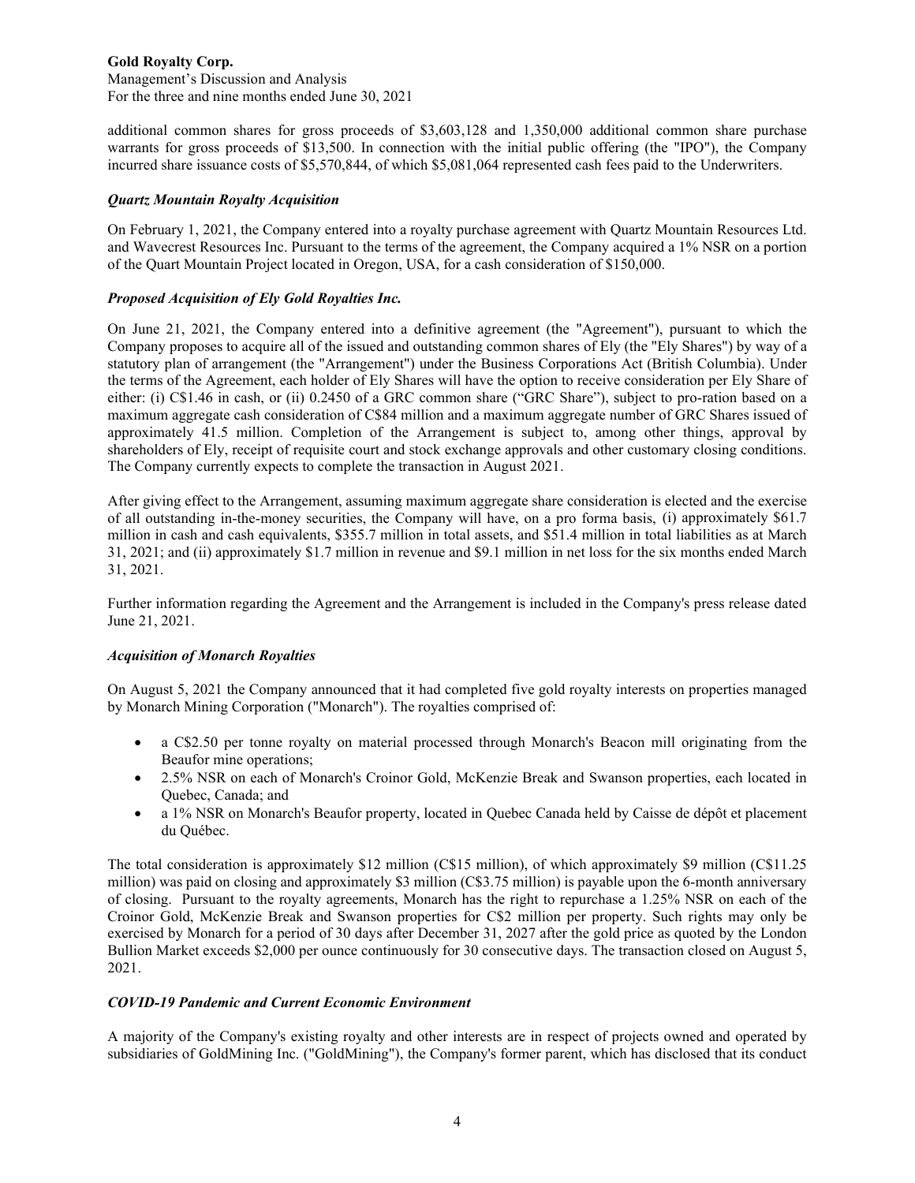additional common shares for gross proceeds of $3,603,128 and 1,350,000 additional common share purchase warrants for gross proceeds of $13,500. In connection with the initial public offering (the "IPO"), the Company incurred share issuance costs of $5,570,844, of which $5,081,064 represented cash fees paid to the Underwriters.

***Quartz Mountain Royalty Acquisition***

On February 1, 2021, the Company entered into a royalty purchase agreement with Quartz Mountain Resources Ltd. and Wavecrest Resources Inc. Pursuant to the terms of the agreement, the Company acquired a 1% NSR on a portion of the Quart Mountain Project located in Oregon, USA, for a cash consideration of $150,000.

***Proposed Acquisition of Ely Gold Royalties Inc.***

On June 21, 2021, the Company entered into a definitive agreement (the "Agreement"), pursuant to which the Company proposes to acquire all of the issued and outstanding common shares of Ely (the "Ely Shares") by way of a statutory plan of arrangement (the "Arrangement") under the Business Corporations Act (British Columbia). Under the terms of the Agreement, each holder of Ely Shares will have the option to receive consideration per Ely Share of either: (i) C$1.46 in cash, or (ii) 0.2450 of a GRC common share ("GRC Share"), subject to pro-ration based on a maximum aggregate cash consideration of C$84 million and a maximum aggregate number of GRC Shares issued of approximately 41.5 million. Completion of the Arrangement is subject to, among other things, approval by shareholders of Ely, receipt of requisite court and stock exchange approvals and other customary closing conditions. The Company currently expects to complete the transaction in August 2021.

After giving effect to the Arrangement, assuming maximum aggregate share consideration is elected and the exercise of all outstanding in-the-money securities, the Company will have, on a pro forma basis, (i) approximately $61.7 million in cash and cash equivalents, $355.7 million in total assets, and $51.4 million in total liabilities as at March 31, 2021; and (ii) approximately $1.7 million in revenue and $9.1 million in net loss for the six months ended March 31, 2021.

Further information regarding the Agreement and the Arrangement is included in the Company's press release dated June 21, 2021.

***Acquisition of Monarch Royalties***

On August 5, 2021 the Company announced that it had completed five gold royalty interests on properties managed by Monarch Mining Corporation ("Monarch"). The royalties comprised of:

- a C$2.50 per tonne royalty on material processed through Monarch's Beacon mill originating from the Beaufor mine operations;
- 2.5% NSR on each of Monarch's Croinor Gold, McKenzie Break and Swanson properties, each located in Quebec, Canada; and
- a 1% NSR on Monarch's Beaufor property, located in Quebec Canada held by Caisse de dépôt et placement du Québec.

The total consideration is approximately $12 million (C$15 million), of which approximately $9 million (C$11.25 million) was paid on closing and approximately $3 million (C$3.75 million) is payable upon the 6-month anniversary of closing. Pursuant to the royalty agreements, Monarch has the right to repurchase a 1.25% NSR on each of the Croinor Gold, McKenzie Break and Swanson properties for C$2 million per property. Such rights may only be exercised by Monarch for a period of 30 days after December 31, 2027 after the gold price as quoted by the London Bullion Market exceeds $2,000 per ounce continuously for 30 consecutive days. The transaction closed on August 5, 2021.

***COVID-19 Pandemic and Current Economic Environment***

A majority of the Company's existing royalty and other interests are in respect of projects owned and operated by subsidiaries of GoldMining Inc. ("GoldMining"), the Company's former parent, which has disclosed that its conduct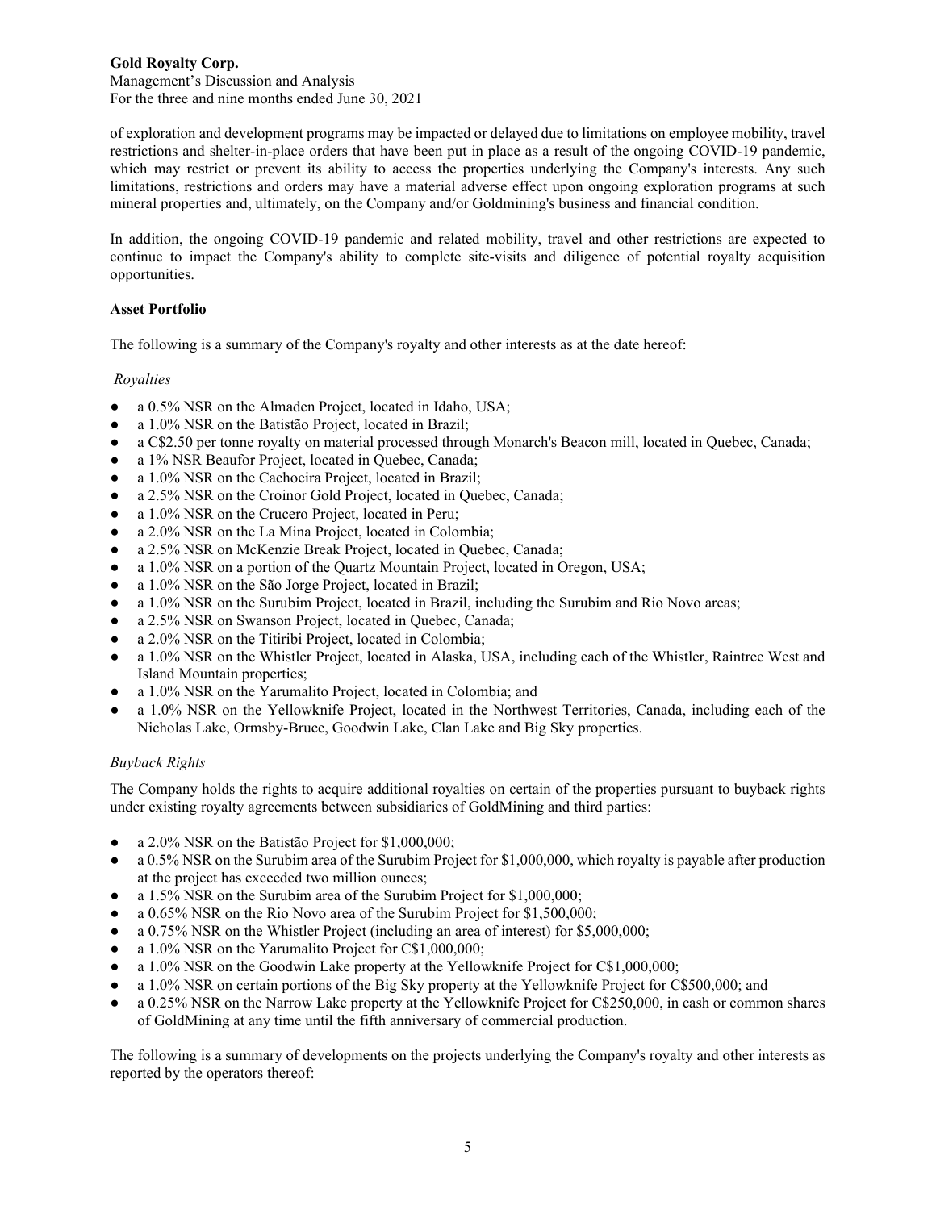of exploration and development programs may be impacted or delayed due to limitations on employee mobility, travel restrictions and shelter-in-place orders that have been put in place as a result of the ongoing COVID-19 pandemic, which may restrict or prevent its ability to access the properties underlying the Company's interests. Any such limitations, restrictions and orders may have a material adverse effect upon ongoing exploration programs at such mineral properties and, ultimately, on the Company and/or Goldmining's business and financial condition.

In addition, the ongoing COVID-19 pandemic and related mobility, travel and other restrictions are expected to continue to impact the Company's ability to complete site-visits and diligence of potential royalty acquisition opportunities.

**Asset Portfolio**

The following is a summary of the Company's royalty and other interests as at the date hereof:

*Royalties*

- a 0.5% NSR on the Almaden Project, located in Idaho, USA;
- a 1.0% NSR on the Batistão Project, located in Brazil;
- a C$2.50 per tonne royalty on material processed through Monarch's Beacon mill, located in Quebec, Canada;
- a 1% NSR Beaufor Project, located in Quebec, Canada;
- a 1.0% NSR on the Cachoeira Project, located in Brazil;
- a 2.5% NSR on the Croinor Gold Project, located in Quebec, Canada;
- a 1.0% NSR on the Crucero Project, located in Peru;
- a 2.0% NSR on the La Mina Project, located in Colombia;
- a 2.5% NSR on McKenzie Break Project, located in Quebec, Canada;
- a 1.0% NSR on a portion of the Quartz Mountain Project, located in Oregon, USA;
- a 1.0% NSR on the São Jorge Project, located in Brazil;
- a 1.0% NSR on the Surubim Project, located in Brazil, including the Surubim and Rio Novo areas;
- a 2.5% NSR on Swanson Project, located in Quebec, Canada;
- a 2.0% NSR on the Titiribi Project, located in Colombia;
- a 1.0% NSR on the Whistler Project, located in Alaska, USA, including each of the Whistler, Raintree West and Island Mountain properties;
- a 1.0% NSR on the Yarumalito Project, located in Colombia; and
- a 1.0% NSR on the Yellowknife Project, located in the Northwest Territories, Canada, including each of the Nicholas Lake, Ormsby-Bruce, Goodwin Lake, Clan Lake and Big Sky properties.

*Buyback Rights*

The Company holds the rights to acquire additional royalties on certain of the properties pursuant to buyback rights under existing royalty agreements between subsidiaries of GoldMining and third parties:

- a 2.0% NSR on the Batistão Project for $1,000,000;
- a 0.5% NSR on the Surubim area of the Surubim Project for $1,000,000, which royalty is payable after production at the project has exceeded two million ounces;
- a 1.5% NSR on the Surubim area of the Surubim Project for $1,000,000;
- a 0.65% NSR on the Rio Novo area of the Surubim Project for $1,500,000;
- a 0.75% NSR on the Whistler Project (including an area of interest) for $5,000,000;
- a 1.0% NSR on the Yarumalito Project for C$1,000,000;
- a 1.0% NSR on the Goodwin Lake property at the Yellowknife Project for C$1,000,000;
- a 1.0% NSR on certain portions of the Big Sky property at the Yellowknife Project for C$500,000; and
- a 0.25% NSR on the Narrow Lake property at the Yellowknife Project for C$250,000, in cash or common shares of GoldMining at any time until the fifth anniversary of commercial production.

The following is a summary of developments on the projects underlying the Company's royalty and other interests as reported by the operators thereof: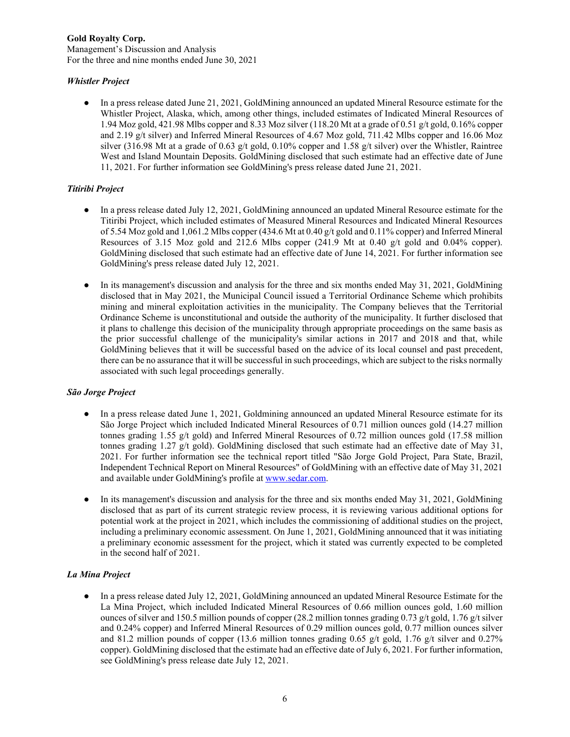### *Whistler Project*

- In a press release dated June 21, 2021, GoldMining announced an updated Mineral Resource estimate for the Whistler Project, Alaska, which, among other things, included estimates of Indicated Mineral Resources of 1.94 Moz gold, 421.98 Mlbs copper and 8.33 Moz silver (118.20 Mt at a grade of 0.51 g/t gold, 0.16% copper and 2.19 g/t silver) and Inferred Mineral Resources of 4.67 Moz gold, 711.42 Mlbs copper and 16.06 Moz silver (316.98 Mt at a grade of 0.63 g/t gold, 0.10% copper and 1.58 g/t silver) over the Whistler, Raintree West and Island Mountain Deposits. GoldMining disclosed that such estimate had an effective date of June 11, 2021. For further information see GoldMining's press release dated June 21, 2021.

### *Titiribi Project*

- In a press release dated July 12, 2021, GoldMining announced an updated Mineral Resource estimate for the Titiribi Project, which included estimates of Measured Mineral Resources and Indicated Mineral Resources of 5.54 Moz gold and 1,061.2 Mlbs copper (434.6 Mt at 0.40 g/t gold and 0.11% copper) and Inferred Mineral Resources of 3.15 Moz gold and 212.6 Mlbs copper (241.9 Mt at 0.40 g/t gold and 0.04% copper). GoldMining disclosed that such estimate had an effective date of June 14, 2021. For further information see GoldMining's press release dated July 12, 2021.

- In its management's discussion and analysis for the three and six months ended May 31, 2021, GoldMining disclosed that in May 2021, the Municipal Council issued a Territorial Ordinance Scheme which prohibits mining and mineral exploitation activities in the municipality. The Company believes that the Territorial Ordinance Scheme is unconstitutional and outside the authority of the municipality. It further disclosed that it plans to challenge this decision of the municipality through appropriate proceedings on the same basis as the prior successful challenge of the municipality's similar actions in 2017 and 2018 and that, while GoldMining believes that it will be successful based on the advice of its local counsel and past precedent, there can be no assurance that it will be successful in such proceedings, which are subject to the risks normally associated with such legal proceedings generally.

### *São Jorge Project*

- In a press release dated June 1, 2021, Goldmining announced an updated Mineral Resource estimate for its São Jorge Project which included Indicated Mineral Resources of 0.71 million ounces gold (14.27 million tonnes grading 1.55 g/t gold) and Inferred Mineral Resources of 0.72 million ounces gold (17.58 million tonnes grading 1.27 g/t gold). GoldMining disclosed that such estimate had an effective date of May 31, 2021. For further information see the technical report titled "São Jorge Gold Project, Para State, Brazil, Independent Technical Report on Mineral Resources" of GoldMining with an effective date of May 31, 2021 and available under GoldMining's profile at www.sedar.com.

- In its management's discussion and analysis for the three and six months ended May 31, 2021, GoldMining disclosed that as part of its current strategic review process, it is reviewing various additional options for potential work at the project in 2021, which includes the commissioning of additional studies on the project, including a preliminary economic assessment. On June 1, 2021, GoldMining announced that it was initiating a preliminary economic assessment for the project, which it stated was currently expected to be completed in the second half of 2021.

### *La Mina Project*

- In a press release dated July 12, 2021, GoldMining announced an updated Mineral Resource Estimate for the La Mina Project, which included Indicated Mineral Resources of 0.66 million ounces gold, 1.60 million ounces of silver and 150.5 million pounds of copper (28.2 million tonnes grading 0.73 g/t gold, 1.76 g/t silver and 0.24% copper) and Inferred Mineral Resources of 0.29 million ounces gold, 0.77 million ounces silver and 81.2 million pounds of copper (13.6 million tonnes grading 0.65 g/t gold, 1.76 g/t silver and 0.27% copper). GoldMining disclosed that the estimate had an effective date of July 6, 2021. For further information, see GoldMining's press release date July 12, 2021.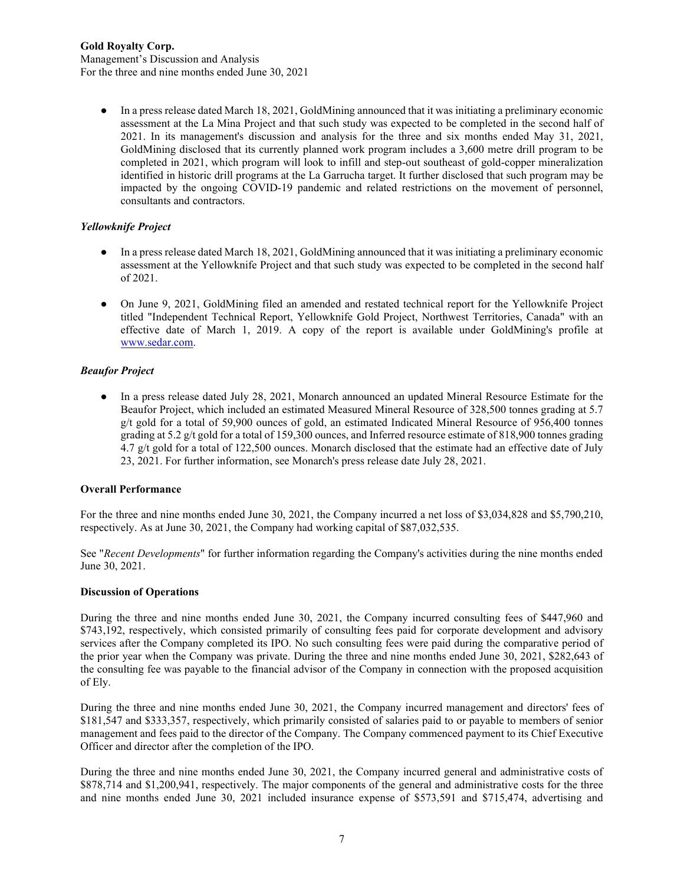- In a press release dated March 18, 2021, GoldMining announced that it was initiating a preliminary economic assessment at the La Mina Project and that such study was expected to be completed in the second half of 2021. In its management's discussion and analysis for the three and six months ended May 31, 2021, GoldMining disclosed that its currently planned work program includes a 3,600 metre drill program to be completed in 2021, which program will look to infill and step-out southeast of gold-copper mineralization identified in historic drill programs at the La Garrucha target. It further disclosed that such program may be impacted by the ongoing COVID-19 pandemic and related restrictions on the movement of personnel, consultants and contractors.

***Yellowknife Project***

- In a press release dated March 18, 2021, GoldMining announced that it was initiating a preliminary economic assessment at the Yellowknife Project and that such study was expected to be completed in the second half of 2021.

- On June 9, 2021, GoldMining filed an amended and restated technical report for the Yellowknife Project titled "Independent Technical Report, Yellowknife Gold Project, Northwest Territories, Canada" with an effective date of March 1, 2019. A copy of the report is available under GoldMining's profile at www.sedar.com.

***Beaufor Project***

- In a press release dated July 28, 2021, Monarch announced an updated Mineral Resource Estimate for the Beaufor Project, which included an estimated Measured Mineral Resource of 328,500 tonnes grading at 5.7 g/t gold for a total of 59,900 ounces of gold, an estimated Indicated Mineral Resource of 956,400 tonnes grading at 5.2 g/t gold for a total of 159,300 ounces, and Inferred resource estimate of 818,900 tonnes grading 4.7 g/t gold for a total of 122,500 ounces. Monarch disclosed that the estimate had an effective date of July 23, 2021. For further information, see Monarch's press release date July 28, 2021.

**Overall Performance**

For the three and nine months ended June 30, 2021, the Company incurred a net loss of $3,034,828 and $5,790,210, respectively. As at June 30, 2021, the Company had working capital of $87,032,535.

See "*Recent Developments*" for further information regarding the Company's activities during the nine months ended June 30, 2021.

**Discussion of Operations**

During the three and nine months ended June 30, 2021, the Company incurred consulting fees of $447,960 and $743,192, respectively, which consisted primarily of consulting fees paid for corporate development and advisory services after the Company completed its IPO. No such consulting fees were paid during the comparative period of the prior year when the Company was private. During the three and nine months ended June 30, 2021, $282,643 of the consulting fee was payable to the financial advisor of the Company in connection with the proposed acquisition of Ely.

During the three and nine months ended June 30, 2021, the Company incurred management and directors' fees of $181,547 and $333,357, respectively, which primarily consisted of salaries paid to or payable to members of senior management and fees paid to the director of the Company. The Company commenced payment to its Chief Executive Officer and director after the completion of the IPO.

During the three and nine months ended June 30, 2021, the Company incurred general and administrative costs of $878,714 and $1,200,941, respectively. The major components of the general and administrative costs for the three and nine months ended June 30, 2021 included insurance expense of $573,591 and $715,474, advertising and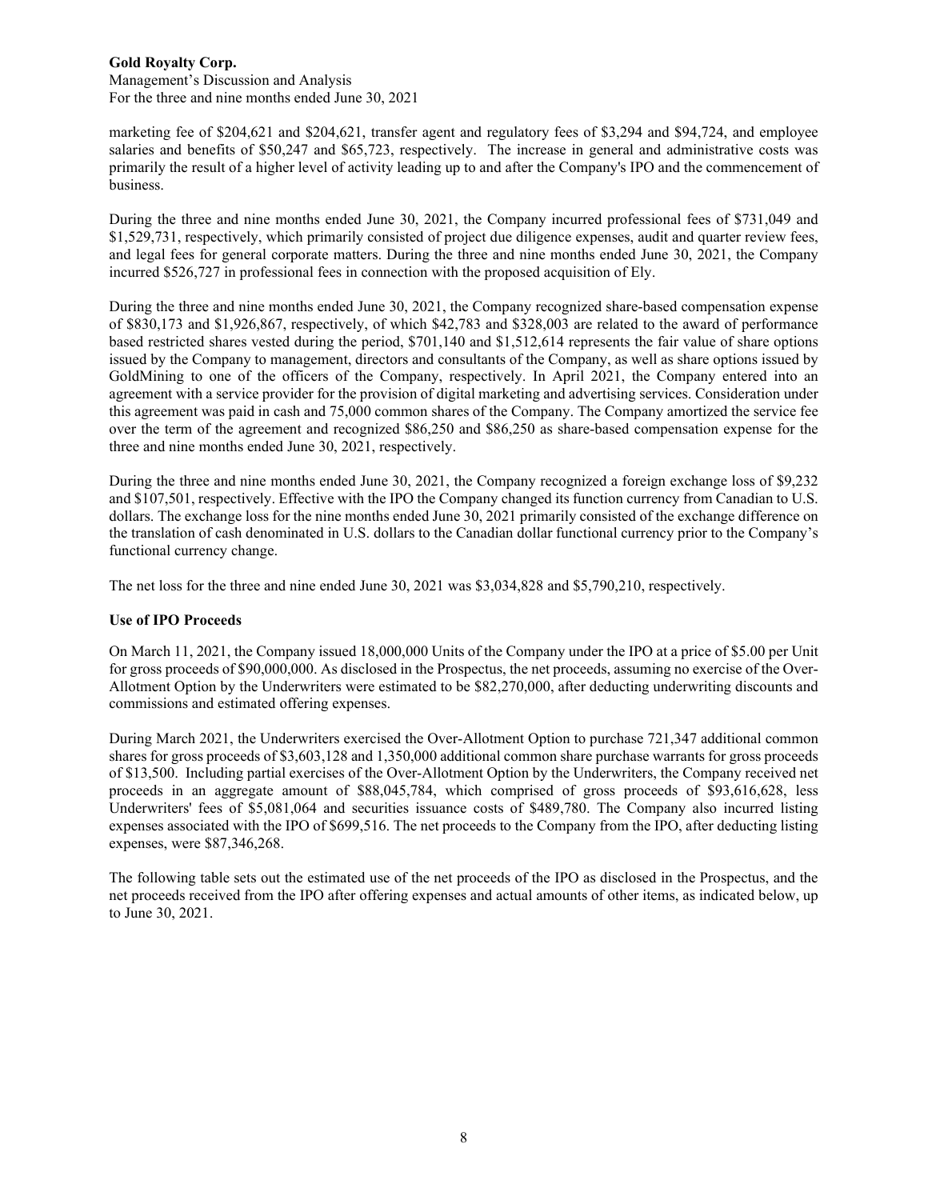marketing fee of $204,621 and $204,621, transfer agent and regulatory fees of $3,294 and $94,724, and employee salaries and benefits of $50,247 and $65,723, respectively. The increase in general and administrative costs was primarily the result of a higher level of activity leading up to and after the Company's IPO and the commencement of business.

During the three and nine months ended June 30, 2021, the Company incurred professional fees of $731,049 and $1,529,731, respectively, which primarily consisted of project due diligence expenses, audit and quarter review fees, and legal fees for general corporate matters. During the three and nine months ended June 30, 2021, the Company incurred $526,727 in professional fees in connection with the proposed acquisition of Ely.

During the three and nine months ended June 30, 2021, the Company recognized share-based compensation expense of $830,173 and $1,926,867, respectively, of which $42,783 and $328,003 are related to the award of performance based restricted shares vested during the period, $701,140 and $1,512,614 represents the fair value of share options issued by the Company to management, directors and consultants of the Company, as well as share options issued by GoldMining to one of the officers of the Company, respectively. In April 2021, the Company entered into an agreement with a service provider for the provision of digital marketing and advertising services. Consideration under this agreement was paid in cash and 75,000 common shares of the Company. The Company amortized the service fee over the term of the agreement and recognized $86,250 and $86,250 as share-based compensation expense for the three and nine months ended June 30, 2021, respectively.

During the three and nine months ended June 30, 2021, the Company recognized a foreign exchange loss of $9,232 and $107,501, respectively. Effective with the IPO the Company changed its function currency from Canadian to U.S. dollars. The exchange loss for the nine months ended June 30, 2021 primarily consisted of the exchange difference on the translation of cash denominated in U.S. dollars to the Canadian dollar functional currency prior to the Company's functional currency change.

The net loss for the three and nine ended June 30, 2021 was $3,034,828 and $5,790,210, respectively.

**Use of IPO Proceeds**

On March 11, 2021, the Company issued 18,000,000 Units of the Company under the IPO at a price of $5.00 per Unit for gross proceeds of $90,000,000. As disclosed in the Prospectus, the net proceeds, assuming no exercise of the Over-Allotment Option by the Underwriters were estimated to be $82,270,000, after deducting underwriting discounts and commissions and estimated offering expenses.

During March 2021, the Underwriters exercised the Over-Allotment Option to purchase 721,347 additional common shares for gross proceeds of $3,603,128 and 1,350,000 additional common share purchase warrants for gross proceeds of $13,500. Including partial exercises of the Over-Allotment Option by the Underwriters, the Company received net proceeds in an aggregate amount of $88,045,784, which comprised of gross proceeds of $93,616,628, less Underwriters' fees of $5,081,064 and securities issuance costs of $489,780. The Company also incurred listing expenses associated with the IPO of $699,516. The net proceeds to the Company from the IPO, after deducting listing expenses, were $87,346,268.

The following table sets out the estimated use of the net proceeds of the IPO as disclosed in the Prospectus, and the net proceeds received from the IPO after offering expenses and actual amounts of other items, as indicated below, up to June 30, 2021.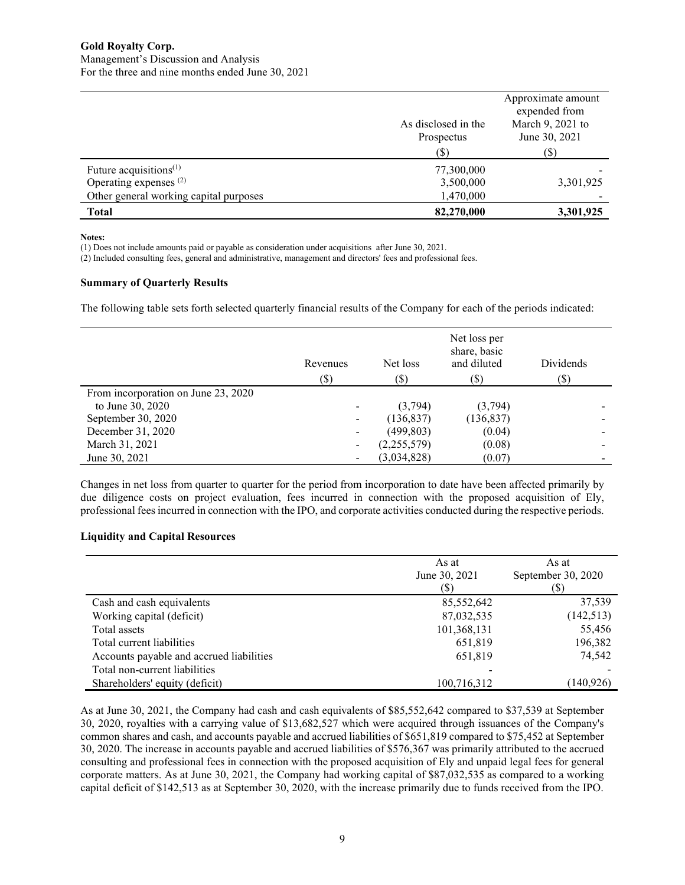| | As disclosed in the Prospectus ($) | Approximate amount expended from March 9, 2021 to June 30, 2021 ($) |
|---|---|---|
| Future acquisitions[(1)] | 77,300,000 | - |
| Operating expenses [(2)] | 3,500,000 | 3,301,925 |
| Other general working capital purposes | 1,470,000 | - |
| **Total** | **82,270,000** | **3,301,925** |

**Notes:**

(1) Does not include amounts paid or payable as consideration under acquisitions after June 30, 2021.

(2) Included consulting fees, general and administrative, management and directors' fees and professional fees.

### Summary of Quarterly Results

The following table sets forth selected quarterly financial results of the Company for each of the periods indicated:

| | Revenues ($) | Net loss ($) | Net loss per share, basic and diluted ($) | Dividends ($) |
|---|---|---|---|---|
| From incorporation on June 23, 2020 to June 30, 2020 | - | (3,794) | (3,794) | - |
| September 30, 2020 | - | (136,837) | (136,837) | - |
| December 31, 2020 | - | (499,803) | (0.04) | - |
| March 31, 2021 | - | (2,255,579) | (0.08) | - |
| June 30, 2021 | - | (3,034,828) | (0.07) | - |

Changes in net loss from quarter to quarter for the period from incorporation to date have been affected primarily by due diligence costs on project evaluation, fees incurred in connection with the proposed acquisition of Ely, professional fees incurred in connection with the IPO, and corporate activities conducted during the respective periods.

### Liquidity and Capital Resources

| | As at June 30, 2021 ($) | As at September 30, 2020 ($) |
|---|---|---|
| Cash and cash equivalents | 85,552,642 | 37,539 |
| Working capital (deficit) | 87,032,535 | (142,513) |
| Total assets | 101,368,131 | 55,456 |
| Total current liabilities | 651,819 | 196,382 |
| Accounts payable and accrued liabilities | 651,819 | 74,542 |
| Total non-current liabilities | - | - |
| Shareholders' equity (deficit) | 100,716,312 | (140,926) |

As at June 30, 2021, the Company had cash and cash equivalents of $85,552,642 compared to $37,539 at September 30, 2020, royalties with a carrying value of $13,682,527 which were acquired through issuances of the Company's common shares and cash, and accounts payable and accrued liabilities of $651,819 compared to $75,452 at September 30, 2020. The increase in accounts payable and accrued liabilities of $576,367 was primarily attributed to the accrued consulting and professional fees in connection with the proposed acquisition of Ely and unpaid legal fees for general corporate matters. As at June 30, 2021, the Company had working capital of $87,032,535 as compared to a working capital deficit of $142,513 as at September 30, 2020, with the increase primarily due to funds received from the IPO.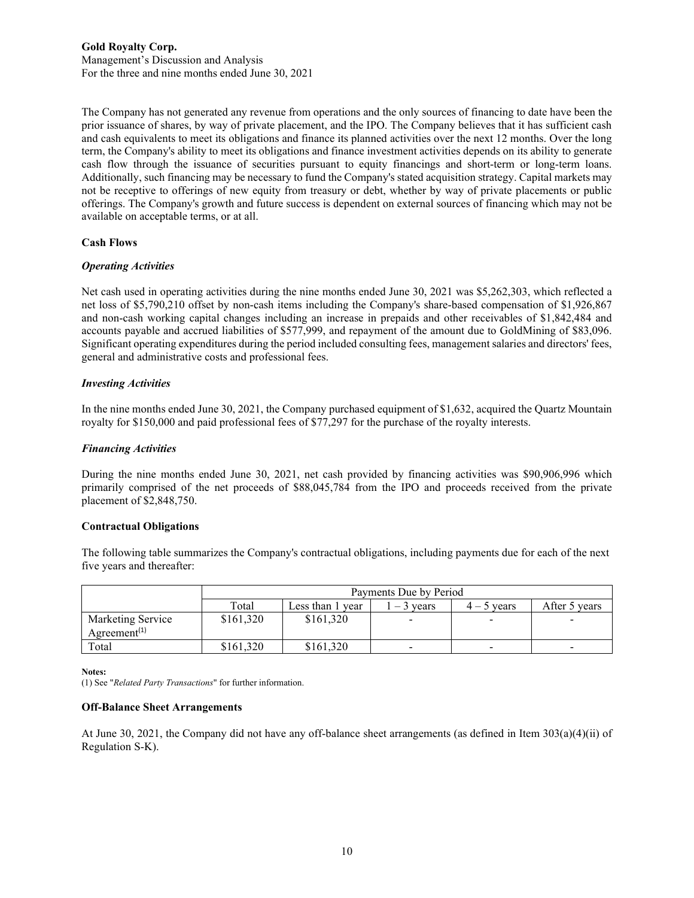The Company has not generated any revenue from operations and the only sources of financing to date have been the prior issuance of shares, by way of private placement, and the IPO. The Company believes that it has sufficient cash and cash equivalents to meet its obligations and finance its planned activities over the next 12 months. Over the long term, the Company's ability to meet its obligations and finance investment activities depends on its ability to generate cash flow through the issuance of securities pursuant to equity financings and short-term or long-term loans. Additionally, such financing may be necessary to fund the Company's stated acquisition strategy. Capital markets may not be receptive to offerings of new equity from treasury or debt, whether by way of private placements or public offerings. The Company's growth and future success is dependent on external sources of financing which may not be available on acceptable terms, or at all.

## Cash Flows

### *Operating Activities*

Net cash used in operating activities during the nine months ended June 30, 2021 was $5,262,303, which reflected a net loss of $5,790,210 offset by non-cash items including the Company's share-based compensation of $1,926,867 and non-cash working capital changes including an increase in prepaids and other receivables of $1,842,484 and accounts payable and accrued liabilities of $577,999, and repayment of the amount due to GoldMining of $83,096. Significant operating expenditures during the period included consulting fees, management salaries and directors' fees, general and administrative costs and professional fees.

### *Investing Activities*

In the nine months ended June 30, 2021, the Company purchased equipment of $1,632, acquired the Quartz Mountain royalty for $150,000 and paid professional fees of $77,297 for the purchase of the royalty interests.

### *Financing Activities*

During the nine months ended June 30, 2021, net cash provided by financing activities was $90,906,996 which primarily comprised of the net proceeds of $88,045,784 from the IPO and proceeds received from the private placement of $2,848,750.

## Contractual Obligations

The following table summarizes the Company's contractual obligations, including payments due for each of the next five years and thereafter:

| | Payments Due by Period | | | | |
|---|---|---|---|---|---|
| | Total | Less than 1 year | 1 – 3 years | 4 – 5 years | After 5 years |
| Marketing Service Agreement[1] | $161,320 | $161,320 | - | - | - |
| Total | $161,320 | $161,320 | - | - | - |

**Notes:**

(1) See "*Related Party Transactions*" for further information.

## Off-Balance Sheet Arrangements

At June 30, 2021, the Company did not have any off-balance sheet arrangements (as defined in Item 303(a)(4)(ii) of Regulation S-K).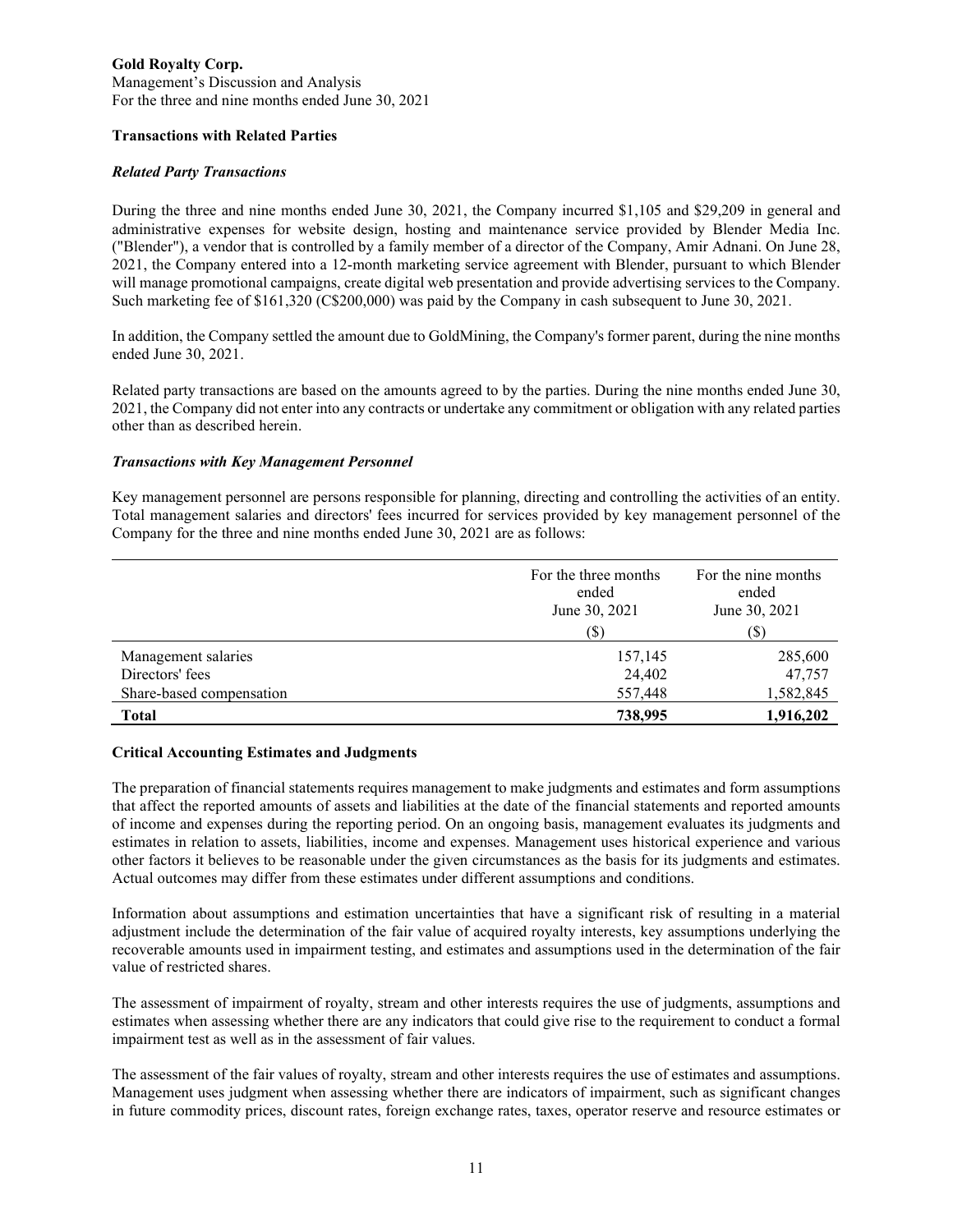### Transactions with Related Parties

#### *Related Party Transactions*

During the three and nine months ended June 30, 2021, the Company incurred $1,105 and $29,209 in general and administrative expenses for website design, hosting and maintenance service provided by Blender Media Inc. ("Blender"), a vendor that is controlled by a family member of a director of the Company, Amir Adnani. On June 28, 2021, the Company entered into a 12-month marketing service agreement with Blender, pursuant to which Blender will manage promotional campaigns, create digital web presentation and provide advertising services to the Company. Such marketing fee of $161,320 (C$200,000) was paid by the Company in cash subsequent to June 30, 2021.

In addition, the Company settled the amount due to GoldMining, the Company's former parent, during the nine months ended June 30, 2021.

Related party transactions are based on the amounts agreed to by the parties. During the nine months ended June 30, 2021, the Company did not enter into any contracts or undertake any commitment or obligation with any related parties other than as described herein.

#### *Transactions with Key Management Personnel*

Key management personnel are persons responsible for planning, directing and controlling the activities of an entity. Total management salaries and directors' fees incurred for services provided by key management personnel of the Company for the three and nine months ended June 30, 2021 are as follows:

| | For the three months ended June 30, 2021 ($) | For the nine months ended June 30, 2021 ($) |
|---|---|---|
| Management salaries | 157,145 | 285,600 |
| Directors' fees | 24,402 | 47,757 |
| Share-based compensation | 557,448 | 1,582,845 |
| **Total** | **738,995** | **1,916,202** |

### Critical Accounting Estimates and Judgments

The preparation of financial statements requires management to make judgments and estimates and form assumptions that affect the reported amounts of assets and liabilities at the date of the financial statements and reported amounts of income and expenses during the reporting period. On an ongoing basis, management evaluates its judgments and estimates in relation to assets, liabilities, income and expenses. Management uses historical experience and various other factors it believes to be reasonable under the given circumstances as the basis for its judgments and estimates. Actual outcomes may differ from these estimates under different assumptions and conditions.

Information about assumptions and estimation uncertainties that have a significant risk of resulting in a material adjustment include the determination of the fair value of acquired royalty interests, key assumptions underlying the recoverable amounts used in impairment testing, and estimates and assumptions used in the determination of the fair value of restricted shares.

The assessment of impairment of royalty, stream and other interests requires the use of judgments, assumptions and estimates when assessing whether there are any indicators that could give rise to the requirement to conduct a formal impairment test as well as in the assessment of fair values.

The assessment of the fair values of royalty, stream and other interests requires the use of estimates and assumptions. Management uses judgment when assessing whether there are indicators of impairment, such as significant changes in future commodity prices, discount rates, foreign exchange rates, taxes, operator reserve and resource estimates or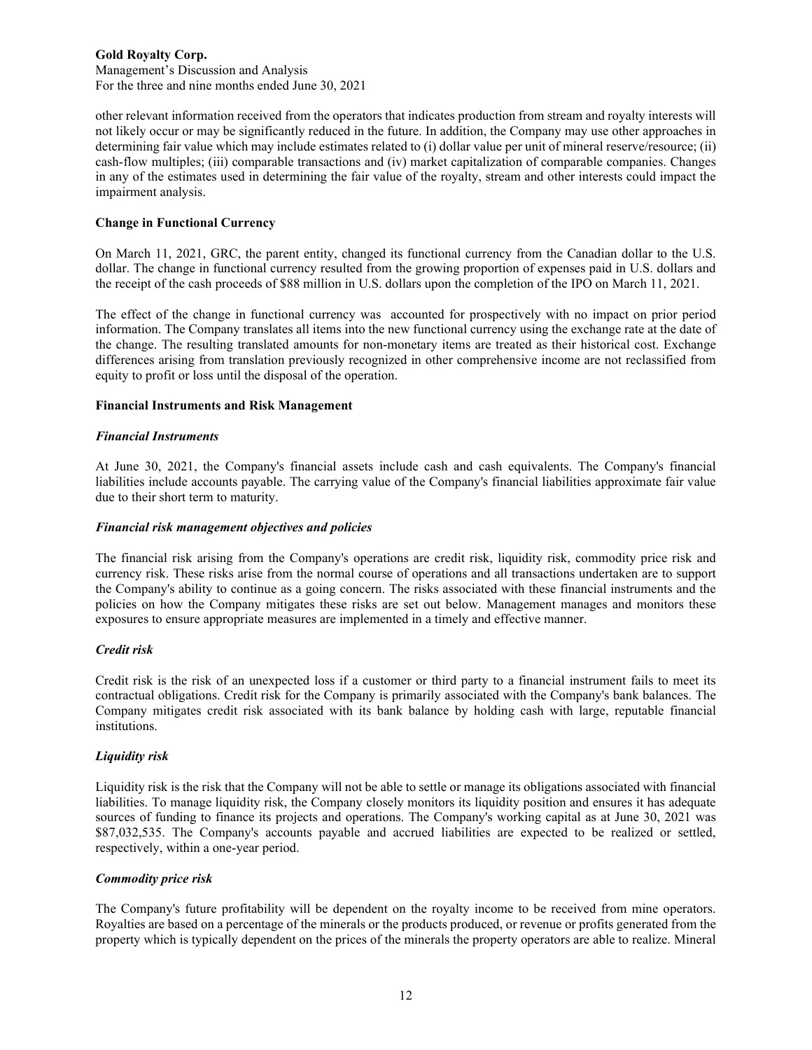other relevant information received from the operators that indicates production from stream and royalty interests will not likely occur or may be significantly reduced in the future. In addition, the Company may use other approaches in determining fair value which may include estimates related to (i) dollar value per unit of mineral reserve/resource; (ii) cash-flow multiples; (iii) comparable transactions and (iv) market capitalization of comparable companies. Changes in any of the estimates used in determining the fair value of the royalty, stream and other interests could impact the impairment analysis.

**Change in Functional Currency**

On March 11, 2021, GRC, the parent entity, changed its functional currency from the Canadian dollar to the U.S. dollar. The change in functional currency resulted from the growing proportion of expenses paid in U.S. dollars and the receipt of the cash proceeds of $88 million in U.S. dollars upon the completion of the IPO on March 11, 2021.

The effect of the change in functional currency was accounted for prospectively with no impact on prior period information. The Company translates all items into the new functional currency using the exchange rate at the date of the change. The resulting translated amounts for non-monetary items are treated as their historical cost. Exchange differences arising from translation previously recognized in other comprehensive income are not reclassified from equity to profit or loss until the disposal of the operation.

**Financial Instruments and Risk Management**

***Financial Instruments***

At June 30, 2021, the Company's financial assets include cash and cash equivalents. The Company's financial liabilities include accounts payable. The carrying value of the Company's financial liabilities approximate fair value due to their short term to maturity.

***Financial risk management objectives and policies***

The financial risk arising from the Company's operations are credit risk, liquidity risk, commodity price risk and currency risk. These risks arise from the normal course of operations and all transactions undertaken are to support the Company's ability to continue as a going concern. The risks associated with these financial instruments and the policies on how the Company mitigates these risks are set out below. Management manages and monitors these exposures to ensure appropriate measures are implemented in a timely and effective manner.

***Credit risk***

Credit risk is the risk of an unexpected loss if a customer or third party to a financial instrument fails to meet its contractual obligations. Credit risk for the Company is primarily associated with the Company's bank balances. The Company mitigates credit risk associated with its bank balance by holding cash with large, reputable financial institutions.

***Liquidity risk***

Liquidity risk is the risk that the Company will not be able to settle or manage its obligations associated with financial liabilities. To manage liquidity risk, the Company closely monitors its liquidity position and ensures it has adequate sources of funding to finance its projects and operations. The Company's working capital as at June 30, 2021 was $87,032,535. The Company's accounts payable and accrued liabilities are expected to be realized or settled, respectively, within a one-year period.

***Commodity price risk***

The Company's future profitability will be dependent on the royalty income to be received from mine operators. Royalties are based on a percentage of the minerals or the products produced, or revenue or profits generated from the property which is typically dependent on the prices of the minerals the property operators are able to realize. Mineral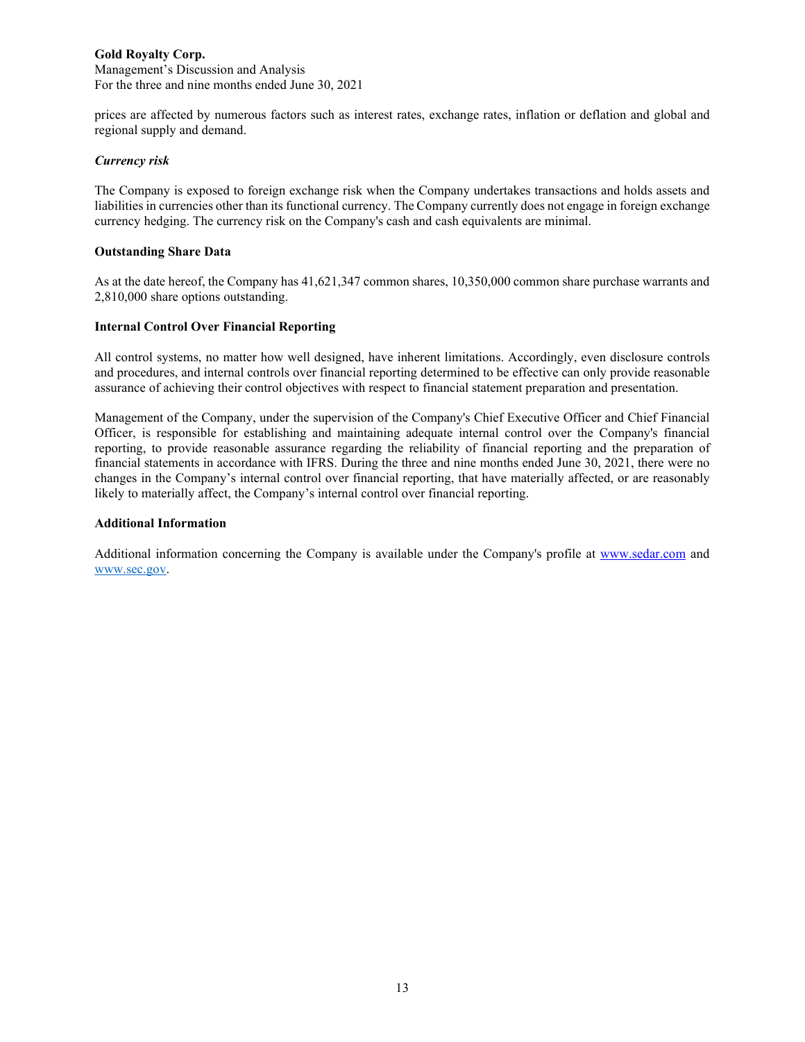prices are affected by numerous factors such as interest rates, exchange rates, inflation or deflation and global and regional supply and demand.

***Currency risk***

The Company is exposed to foreign exchange risk when the Company undertakes transactions and holds assets and liabilities in currencies other than its functional currency. The Company currently does not engage in foreign exchange currency hedging. The currency risk on the Company's cash and cash equivalents are minimal.

**Outstanding Share Data**

As at the date hereof, the Company has 41,621,347 common shares, 10,350,000 common share purchase warrants and 2,810,000 share options outstanding.

**Internal Control Over Financial Reporting**

All control systems, no matter how well designed, have inherent limitations. Accordingly, even disclosure controls and procedures, and internal controls over financial reporting determined to be effective can only provide reasonable assurance of achieving their control objectives with respect to financial statement preparation and presentation.

Management of the Company, under the supervision of the Company's Chief Executive Officer and Chief Financial Officer, is responsible for establishing and maintaining adequate internal control over the Company's financial reporting, to provide reasonable assurance regarding the reliability of financial reporting and the preparation of financial statements in accordance with IFRS. During the three and nine months ended June 30, 2021, there were no changes in the Company's internal control over financial reporting, that have materially affected, or are reasonably likely to materially affect, the Company's internal control over financial reporting.

**Additional Information**

Additional information concerning the Company is available under the Company's profile at www.sedar.com and www.sec.gov.